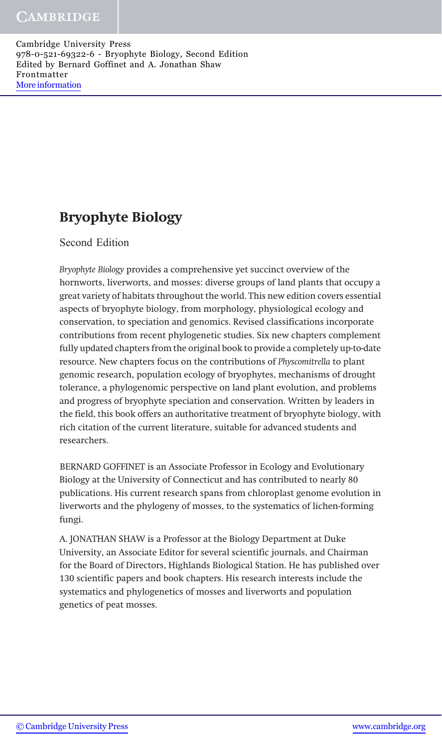# Bryophyte Biology

Second Edition

*Bryophyte Biology* provides a comprehensive yet succinct overview of the hornworts, liverworts, and mosses: diverse groups of land plants that occupy a great variety of habitats throughout the world. This new edition covers essential aspects of bryophyte biology, from morphology, physiological ecology and conservation, to speciation and genomics. Revised classifications incorporate contributions from recent phylogenetic studies. Six new chapters complement fully updated chapters from the original book to provide a completely up-to-date resource. New chapters focus on the contributions of *Physcomitrella* to plant genomic research, population ecology of bryophytes, mechanisms of drought tolerance, a phylogenomic perspective on land plant evolution, and problems and progress of bryophyte speciation and conservation. Written by leaders in the field, this book offers an authoritative treatment of bryophyte biology, with rich citation of the current literature, suitable for advanced students and researchers.

BERNARD GOFFINET is an Associate Professor in Ecology and Evolutionary Biology at the University of Connecticut and has contributed to nearly 80 publications. His current research spans from chloroplast genome evolution in liverworts and the phylogeny of mosses, to the systematics of lichen-forming fungi.

A. JONATHAN SHAW is a Professor at the Biology Department at Duke University, an Associate Editor for several scientific journals, and Chairman for the Board of Directors, Highlands Biological Station. He has published over 130 scientific papers and book chapters. His research interests include the systematics and phylogenetics of mosses and liverworts and population genetics of peat mosses.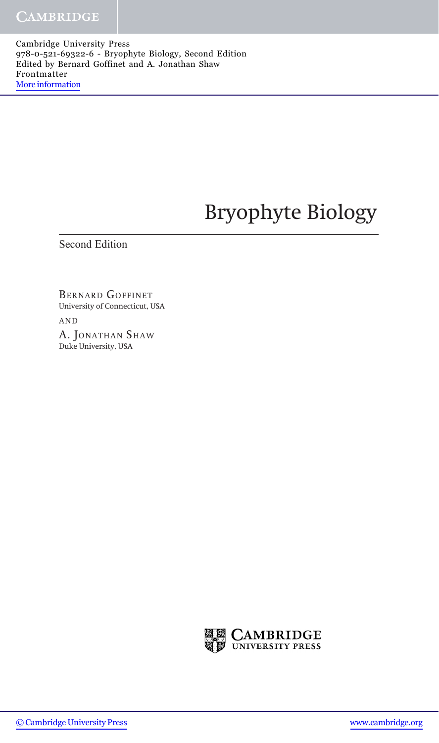# Bryophyte Biology

Second Edition

BERNARD GOFFINET
University of Connecticut, USA

AND

A. JONATHAN SHAW
Duke University, USA

CAMBRIDGE
UNIVERSITY PRESS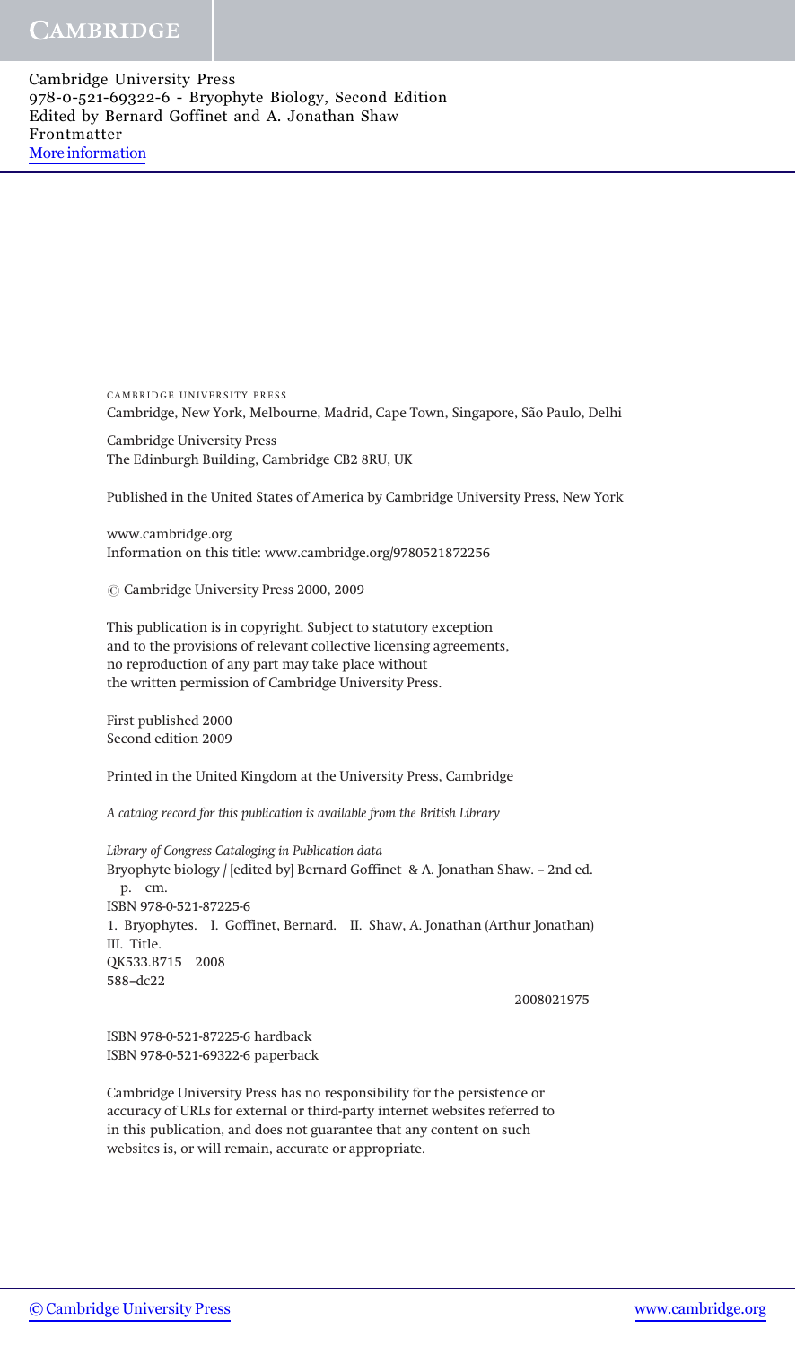CAMBRIDGE UNIVERSITY PRESS
Cambridge, New York, Melbourne, Madrid, Cape Town, Singapore, São Paulo, Delhi

Cambridge University Press
The Edinburgh Building, Cambridge CB2 8RU, UK

Published in the United States of America by Cambridge University Press, New York

www.cambridge.org
Information on this title: www.cambridge.org/9780521872256

© Cambridge University Press 2000, 2009

This publication is in copyright. Subject to statutory exception
and to the provisions of relevant collective licensing agreements,
no reproduction of any part may take place without
the written permission of Cambridge University Press.

First published 2000
Second edition 2009

Printed in the United Kingdom at the University Press, Cambridge

*A catalog record for this publication is available from the British Library*

*Library of Congress Cataloging in Publication data*
Bryophyte biology / [edited by] Bernard Goffinet & A. Jonathan Shaw. – 2nd ed.
p. cm.
ISBN 978-0-521-87225-6
1. Bryophytes. I. Goffinet, Bernard. II. Shaw, A. Jonathan (Arthur Jonathan)
III. Title.
QK533.B715 2008
588–dc22

2008021975

ISBN 978-0-521-87225-6 hardback
ISBN 978-0-521-69322-6 paperback

Cambridge University Press has no responsibility for the persistence or
accuracy of URLs for external or third-party internet websites referred to
in this publication, and does not guarantee that any content on such
websites is, or will remain, accurate or appropriate.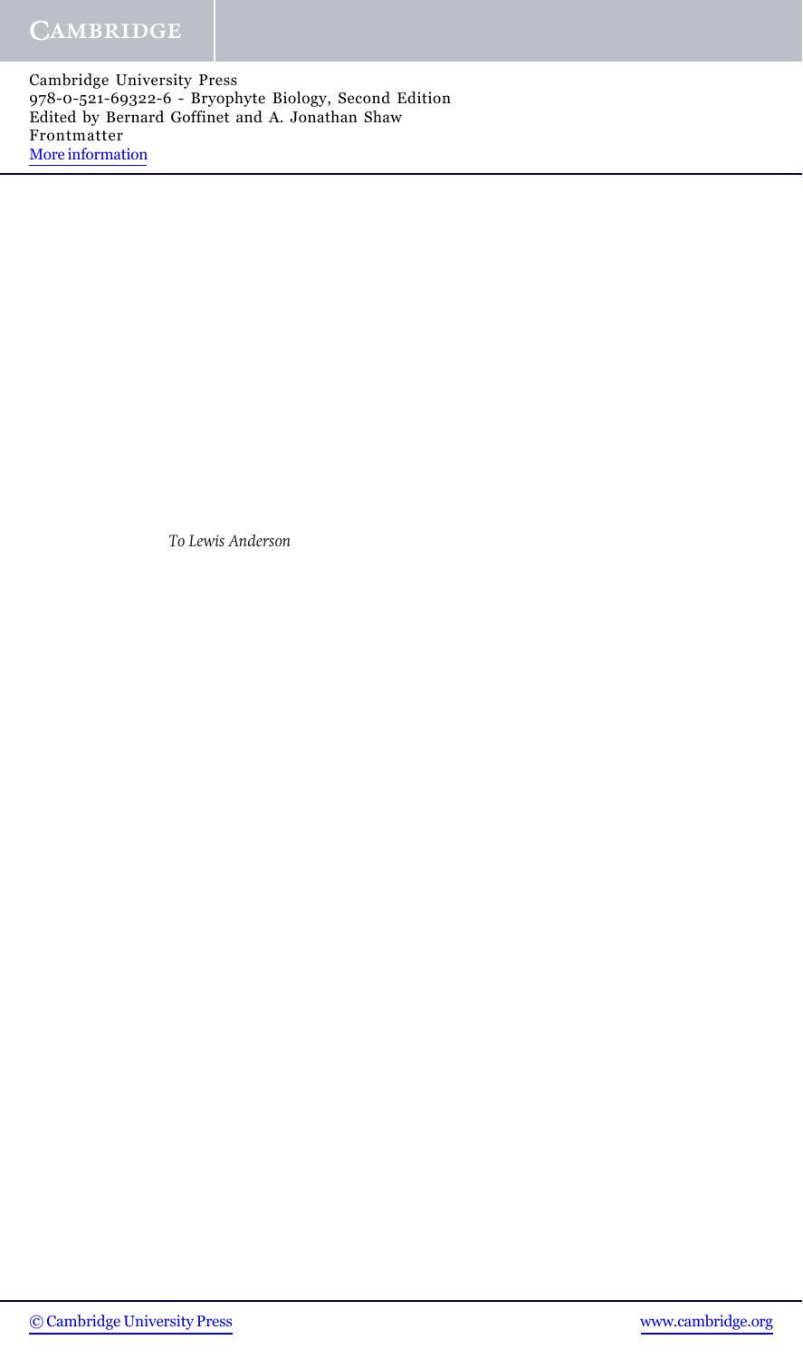*To Lewis Anderson*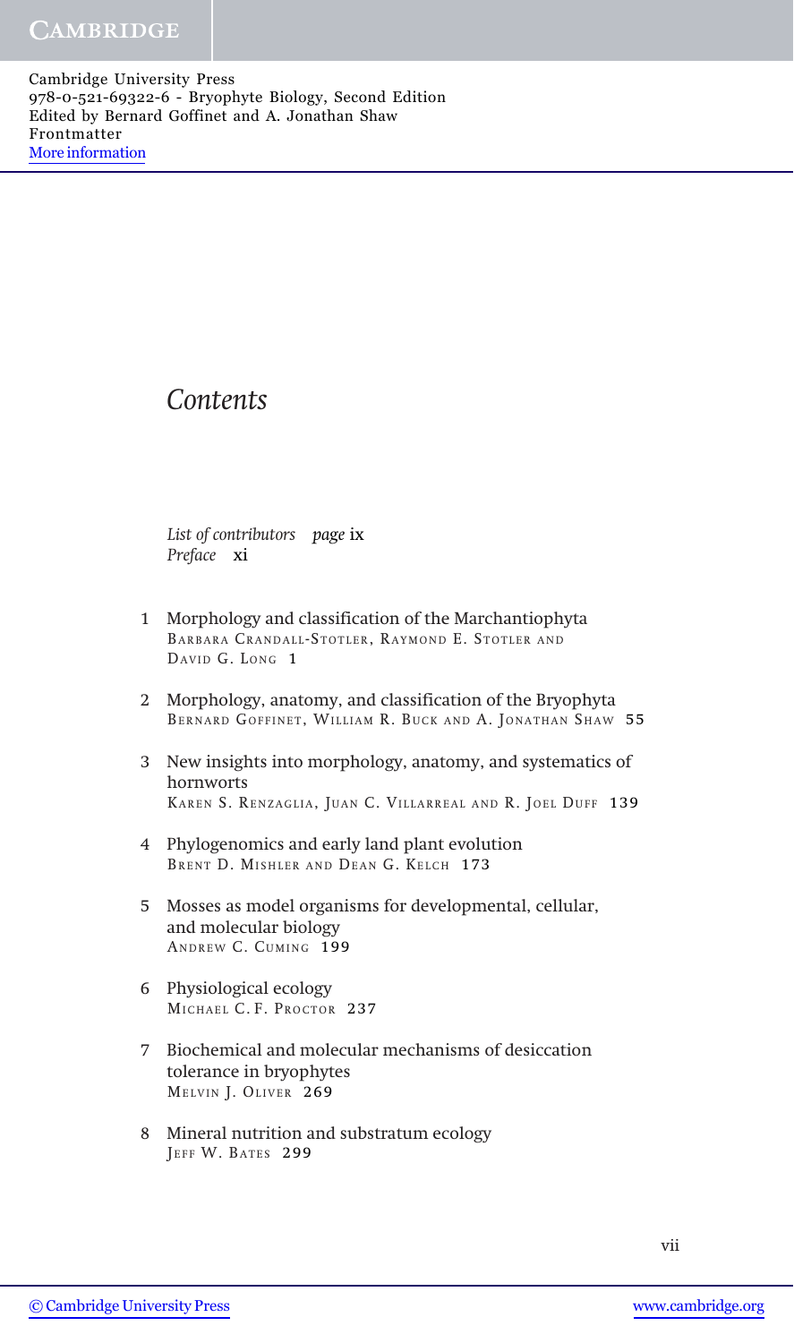# *Contents*

*List of contributors* *page* ix
*Preface* xi

1 Morphology and classification of the Marchantiophyta
Barbara Crandall-Stotler, Raymond E. Stotler and David G. Long 1

2 Morphology, anatomy, and classification of the Bryophyta
Bernard Goffinet, William R. Buck and A. Jonathan Shaw 55

3 New insights into morphology, anatomy, and systematics of hornworts
Karen S. Renzaglia, Juan C. Villarreal and R. Joel Duff 139

4 Phylogenomics and early land plant evolution
Brent D. Mishler and Dean G. Kelch 173

5 Mosses as model organisms for developmental, cellular, and molecular biology
Andrew C. Cuming 199

6 Physiological ecology
Michael C. F. Proctor 237

7 Biochemical and molecular mechanisms of desiccation tolerance in bryophytes
Melvin J. Oliver 269

8 Mineral nutrition and substratum ecology
Jeff W. Bates 299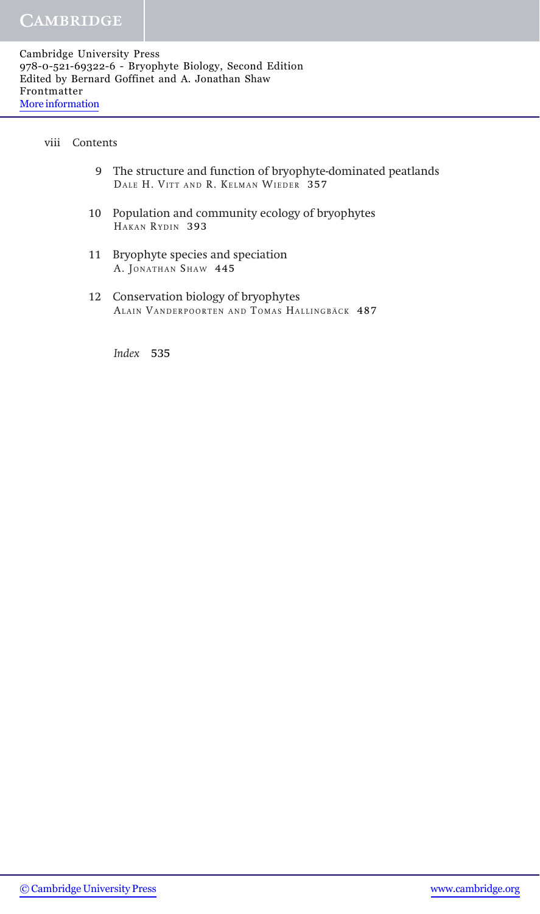9 The structure and function of bryophyte-dominated peatlands
Dale H. Vitt and R. Kelman Wieder 357

10 Population and community ecology of bryophytes
Hakan Rydin 393

11 Bryophyte species and speciation
A. Jonathan Shaw 445

12 Conservation biology of bryophytes
Alain Vanderpoorten and Tomas Hallingbäck 487

*Index* 535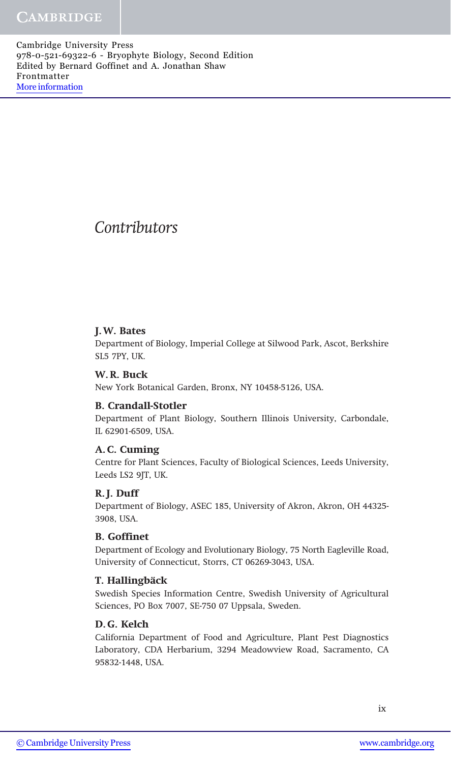# Contributors

**J. W. Bates**
Department of Biology, Imperial College at Silwood Park, Ascot, Berkshire SL5 7PY, UK.

**W. R. Buck**
New York Botanical Garden, Bronx, NY 10458-5126, USA.

**B. Crandall-Stotler**
Department of Plant Biology, Southern Illinois University, Carbondale, IL 62901-6509, USA.

**A. C. Cuming**
Centre for Plant Sciences, Faculty of Biological Sciences, Leeds University, Leeds LS2 9JT, UK.

**R. J. Duff**
Department of Biology, ASEC 185, University of Akron, Akron, OH 44325-3908, USA.

**B. Goffinet**
Department of Ecology and Evolutionary Biology, 75 North Eagleville Road, University of Connecticut, Storrs, CT 06269-3043, USA.

**T. Hallingbäck**
Swedish Species Information Centre, Swedish University of Agricultural Sciences, PO Box 7007, SE-750 07 Uppsala, Sweden.

**D. G. Kelch**
California Department of Food and Agriculture, Plant Pest Diagnostics Laboratory, CDA Herbarium, 3294 Meadowview Road, Sacramento, CA 95832-1448, USA.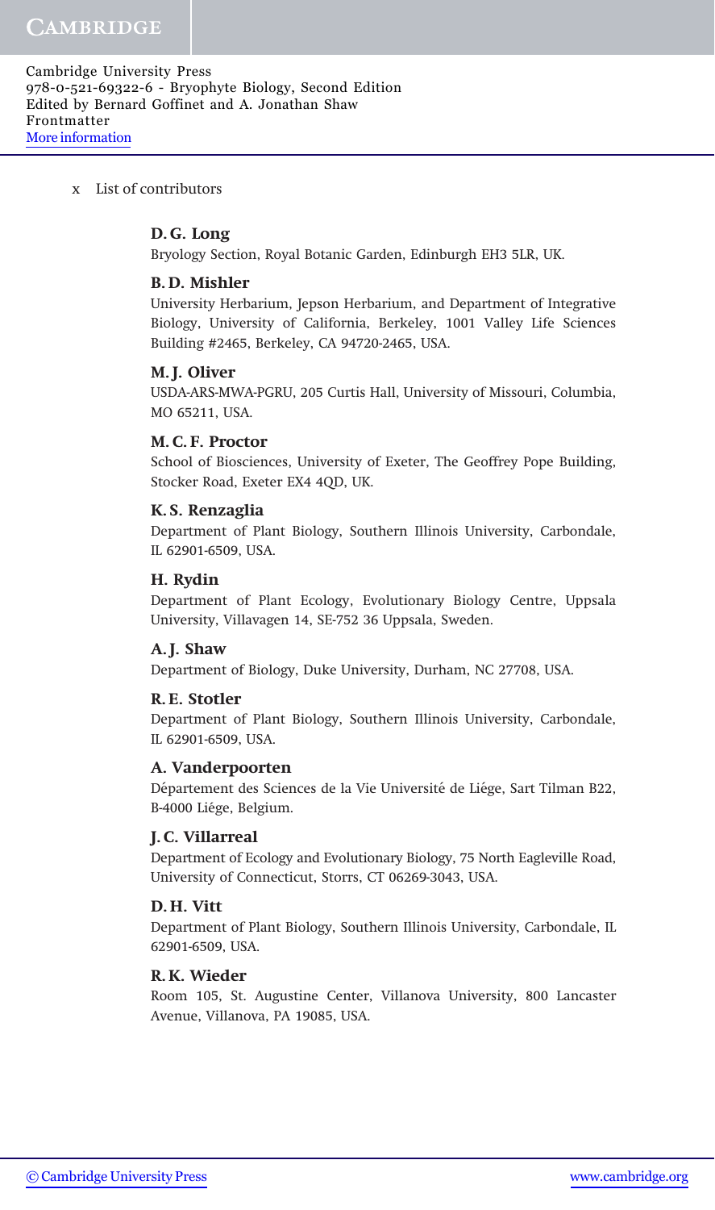**D. G. Long**
Bryology Section, Royal Botanic Garden, Edinburgh EH3 5LR, UK.

**B. D. Mishler**
University Herbarium, Jepson Herbarium, and Department of Integrative Biology, University of California, Berkeley, 1001 Valley Life Sciences Building #2465, Berkeley, CA 94720-2465, USA.

**M. J. Oliver**
USDA-ARS-MWA-PGRU, 205 Curtis Hall, University of Missouri, Columbia, MO 65211, USA.

**M. C. F. Proctor**
School of Biosciences, University of Exeter, The Geoffrey Pope Building, Stocker Road, Exeter EX4 4QD, UK.

**K. S. Renzaglia**
Department of Plant Biology, Southern Illinois University, Carbondale, IL 62901-6509, USA.

**H. Rydin**
Department of Plant Ecology, Evolutionary Biology Centre, Uppsala University, Villavagen 14, SE-752 36 Uppsala, Sweden.

**A. J. Shaw**
Department of Biology, Duke University, Durham, NC 27708, USA.

**R. E. Stotler**
Department of Plant Biology, Southern Illinois University, Carbondale, IL 62901-6509, USA.

**A. Vanderpoorten**
Département des Sciences de la Vie Université de Liége, Sart Tilman B22, B-4000 Liége, Belgium.

**J. C. Villarreal**
Department of Ecology and Evolutionary Biology, 75 North Eagleville Road, University of Connecticut, Storrs, CT 06269-3043, USA.

**D. H. Vitt**
Department of Plant Biology, Southern Illinois University, Carbondale, IL 62901-6509, USA.

**R. K. Wieder**
Room 105, St. Augustine Center, Villanova University, 800 Lancaster Avenue, Villanova, PA 19085, USA.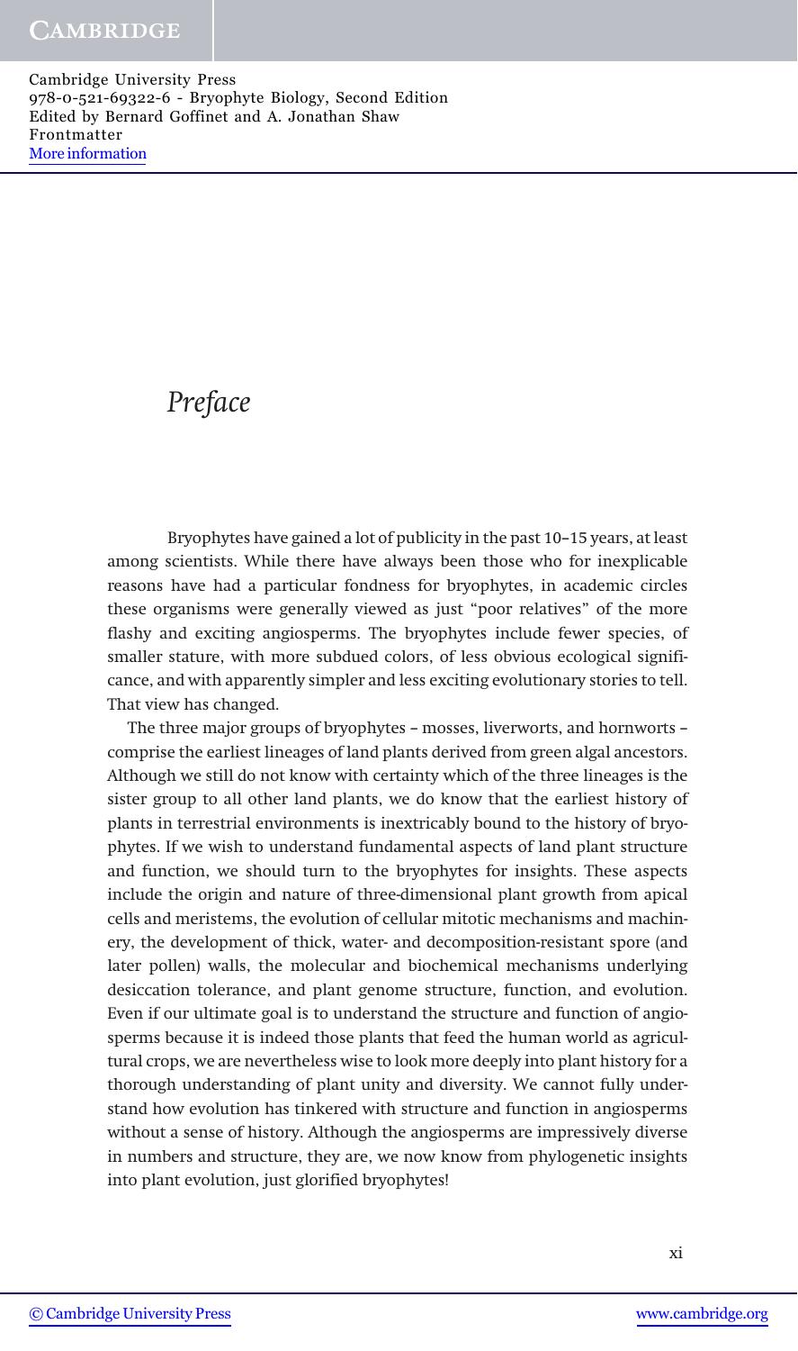# *Preface*

Bryophytes have gained a lot of publicity in the past 10–15 years, at least among scientists. While there have always been those who for inexplicable reasons have had a particular fondness for bryophytes, in academic circles these organisms were generally viewed as just "poor relatives" of the more flashy and exciting angiosperms. The bryophytes include fewer species, of smaller stature, with more subdued colors, of less obvious ecological significance, and with apparently simpler and less exciting evolutionary stories to tell. That view has changed.

The three major groups of bryophytes – mosses, liverworts, and hornworts – comprise the earliest lineages of land plants derived from green algal ancestors. Although we still do not know with certainty which of the three lineages is the sister group to all other land plants, we do know that the earliest history of plants in terrestrial environments is inextricably bound to the history of bryophytes. If we wish to understand fundamental aspects of land plant structure and function, we should turn to the bryophytes for insights. These aspects include the origin and nature of three-dimensional plant growth from apical cells and meristems, the evolution of cellular mitotic mechanisms and machinery, the development of thick, water- and decomposition-resistant spore (and later pollen) walls, the molecular and biochemical mechanisms underlying desiccation tolerance, and plant genome structure, function, and evolution. Even if our ultimate goal is to understand the structure and function of angiosperms because it is indeed those plants that feed the human world as agricultural crops, we are nevertheless wise to look more deeply into plant history for a thorough understanding of plant unity and diversity. We cannot fully understand how evolution has tinkered with structure and function in angiosperms without a sense of history. Although the angiosperms are impressively diverse in numbers and structure, they are, we now know from phylogenetic insights into plant evolution, just glorified bryophytes!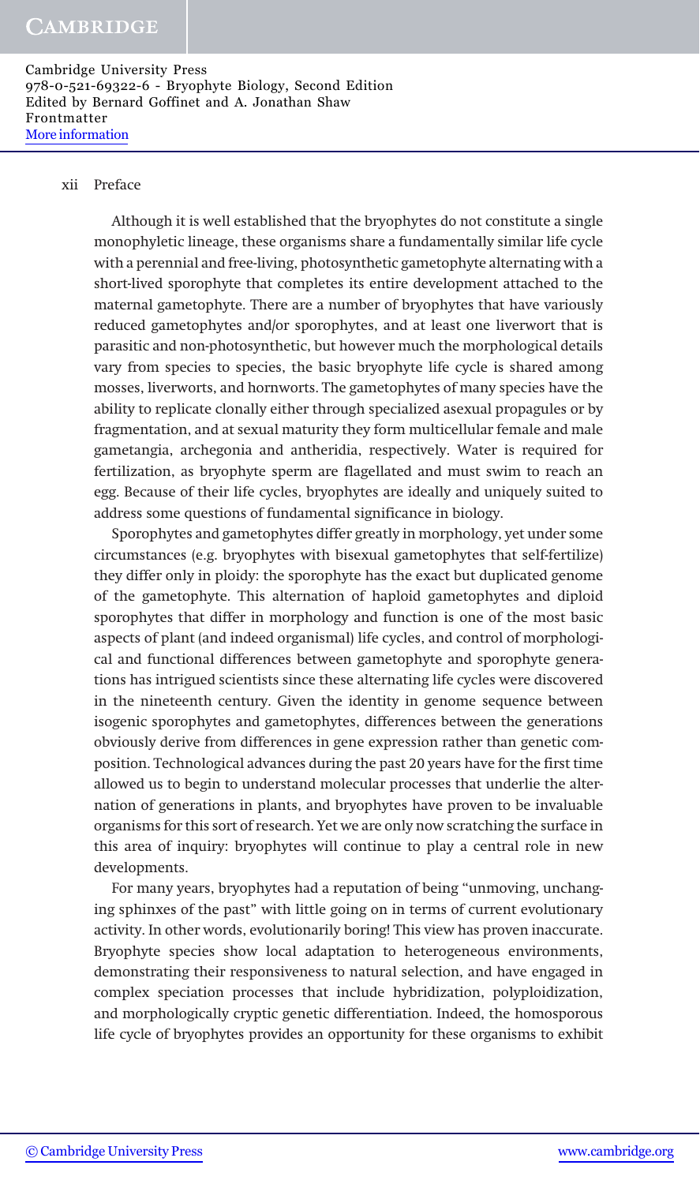Although it is well established that the bryophytes do not constitute a single monophyletic lineage, these organisms share a fundamentally similar life cycle with a perennial and free-living, photosynthetic gametophyte alternating with a short-lived sporophyte that completes its entire development attached to the maternal gametophyte. There are a number of bryophytes that have variously reduced gametophytes and/or sporophytes, and at least one liverwort that is parasitic and non-photosynthetic, but however much the morphological details vary from species to species, the basic bryophyte life cycle is shared among mosses, liverworts, and hornworts. The gametophytes of many species have the ability to replicate clonally either through specialized asexual propagules or by fragmentation, and at sexual maturity they form multicellular female and male gametangia, archegonia and antheridia, respectively. Water is required for fertilization, as bryophyte sperm are flagellated and must swim to reach an egg. Because of their life cycles, bryophytes are ideally and uniquely suited to address some questions of fundamental significance in biology.

Sporophytes and gametophytes differ greatly in morphology, yet under some circumstances (e.g. bryophytes with bisexual gametophytes that self-fertilize) they differ only in ploidy: the sporophyte has the exact but duplicated genome of the gametophyte. This alternation of haploid gametophytes and diploid sporophytes that differ in morphology and function is one of the most basic aspects of plant (and indeed organismal) life cycles, and control of morphological and functional differences between gametophyte and sporophyte generations has intrigued scientists since these alternating life cycles were discovered in the nineteenth century. Given the identity in genome sequence between isogenic sporophytes and gametophytes, differences between the generations obviously derive from differences in gene expression rather than genetic composition. Technological advances during the past 20 years have for the first time allowed us to begin to understand molecular processes that underlie the alternation of generations in plants, and bryophytes have proven to be invaluable organisms for this sort of research. Yet we are only now scratching the surface in this area of inquiry: bryophytes will continue to play a central role in new developments.

For many years, bryophytes had a reputation of being "unmoving, unchanging sphinxes of the past" with little going on in terms of current evolutionary activity. In other words, evolutionarily boring! This view has proven inaccurate. Bryophyte species show local adaptation to heterogeneous environments, demonstrating their responsiveness to natural selection, and have engaged in complex speciation processes that include hybridization, polyploidization, and morphologically cryptic genetic differentiation. Indeed, the homosporous life cycle of bryophytes provides an opportunity for these organisms to exhibit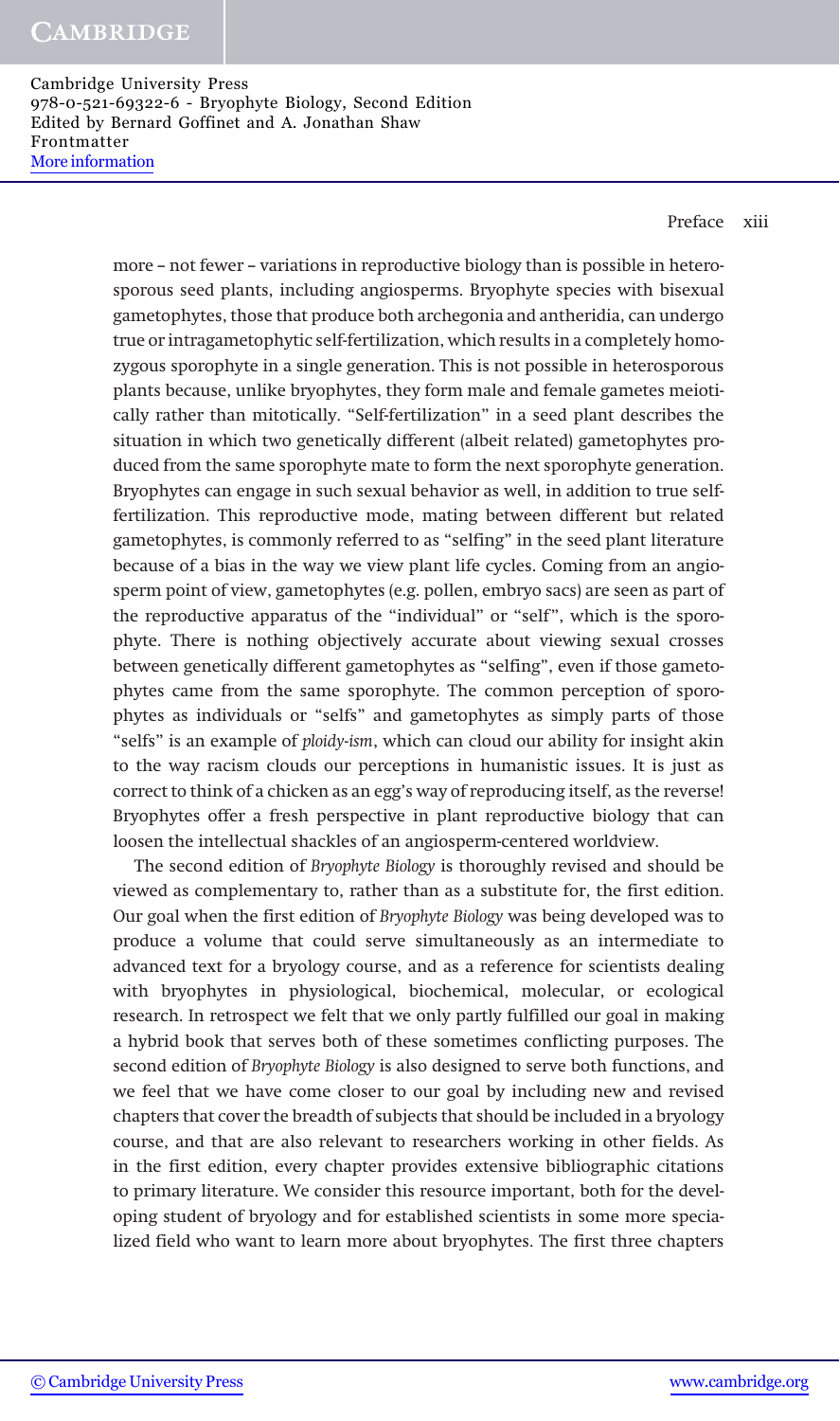more – not fewer – variations in reproductive biology than is possible in heterosporous seed plants, including angiosperms. Bryophyte species with bisexual gametophytes, those that produce both archegonia and antheridia, can undergo true or intragametophytic self-fertilization, which results in a completely homozygous sporophyte in a single generation. This is not possible in heterosporous plants because, unlike bryophytes, they form male and female gametes meiotically rather than mitotically. "Self-fertilization" in a seed plant describes the situation in which two genetically different (albeit related) gametophytes produced from the same sporophyte mate to form the next sporophyte generation. Bryophytes can engage in such sexual behavior as well, in addition to true self-fertilization. This reproductive mode, mating between different but related gametophytes, is commonly referred to as "selfing" in the seed plant literature because of a bias in the way we view plant life cycles. Coming from an angiosperm point of view, gametophytes (e.g. pollen, embryo sacs) are seen as part of the reproductive apparatus of the "individual" or "self", which is the sporophyte. There is nothing objectively accurate about viewing sexual crosses between genetically different gametophytes as "selfing", even if those gametophytes came from the same sporophyte. The common perception of sporophytes as individuals or "selfs" and gametophytes as simply parts of those "selfs" is an example of *ploidy-ism*, which can cloud our ability for insight akin to the way racism clouds our perceptions in humanistic issues. It is just as correct to think of a chicken as an egg's way of reproducing itself, as the reverse! Bryophytes offer a fresh perspective in plant reproductive biology that can loosen the intellectual shackles of an angiosperm-centered worldview.

The second edition of *Bryophyte Biology* is thoroughly revised and should be viewed as complementary to, rather than as a substitute for, the first edition. Our goal when the first edition of *Bryophyte Biology* was being developed was to produce a volume that could serve simultaneously as an intermediate to advanced text for a bryology course, and as a reference for scientists dealing with bryophytes in physiological, biochemical, molecular, or ecological research. In retrospect we felt that we only partly fulfilled our goal in making a hybrid book that serves both of these sometimes conflicting purposes. The second edition of *Bryophyte Biology* is also designed to serve both functions, and we feel that we have come closer to our goal by including new and revised chapters that cover the breadth of subjects that should be included in a bryology course, and that are also relevant to researchers working in other fields. As in the first edition, every chapter provides extensive bibliographic citations to primary literature. We consider this resource important, both for the developing student of bryology and for established scientists in some more specialized field who want to learn more about bryophytes. The first three chapters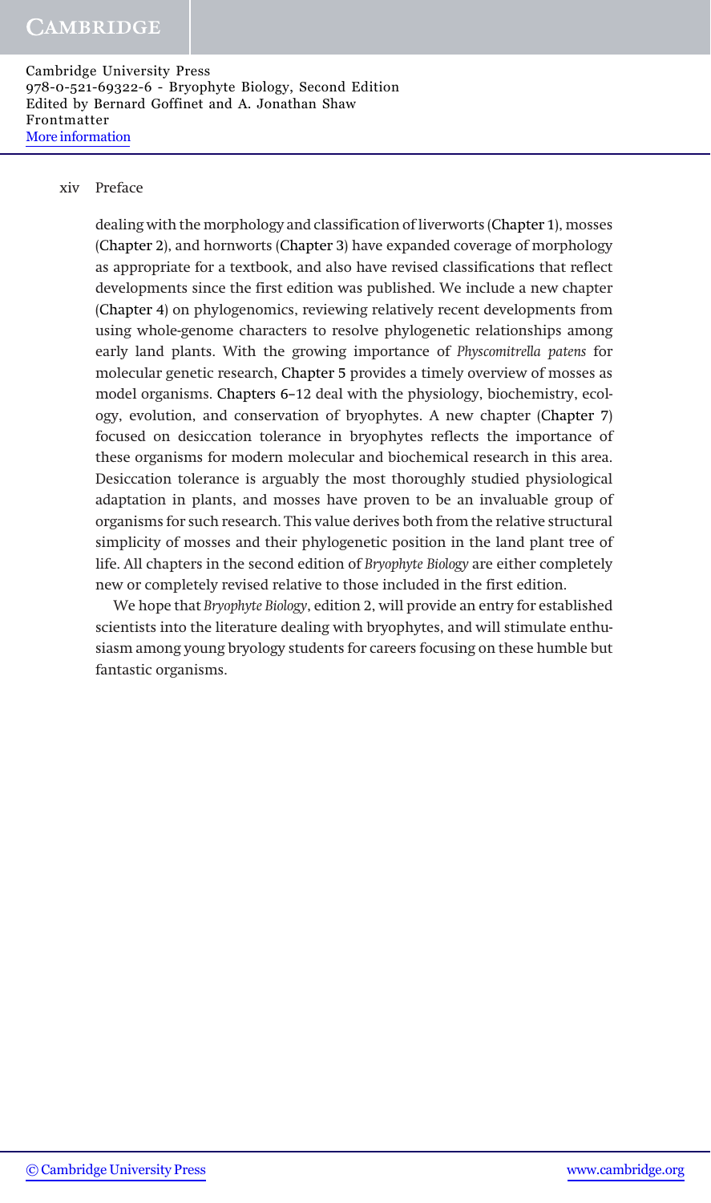dealing with the morphology and classification of liverworts (Chapter 1), mosses (Chapter 2), and hornworts (Chapter 3) have expanded coverage of morphology as appropriate for a textbook, and also have revised classifications that reflect developments since the first edition was published. We include a new chapter (Chapter 4) on phylogenomics, reviewing relatively recent developments from using whole-genome characters to resolve phylogenetic relationships among early land plants. With the growing importance of *Physcomitrella patens* for molecular genetic research, Chapter 5 provides a timely overview of mosses as model organisms. Chapters 6–12 deal with the physiology, biochemistry, ecology, evolution, and conservation of bryophytes. A new chapter (Chapter 7) focused on desiccation tolerance in bryophytes reflects the importance of these organisms for modern molecular and biochemical research in this area. Desiccation tolerance is arguably the most thoroughly studied physiological adaptation in plants, and mosses have proven to be an invaluable group of organisms for such research. This value derives both from the relative structural simplicity of mosses and their phylogenetic position in the land plant tree of life. All chapters in the second edition of *Bryophyte Biology* are either completely new or completely revised relative to those included in the first edition.

We hope that *Bryophyte Biology*, edition 2, will provide an entry for established scientists into the literature dealing with bryophytes, and will stimulate enthusiasm among young bryology students for careers focusing on these humble but fantastic organisms.